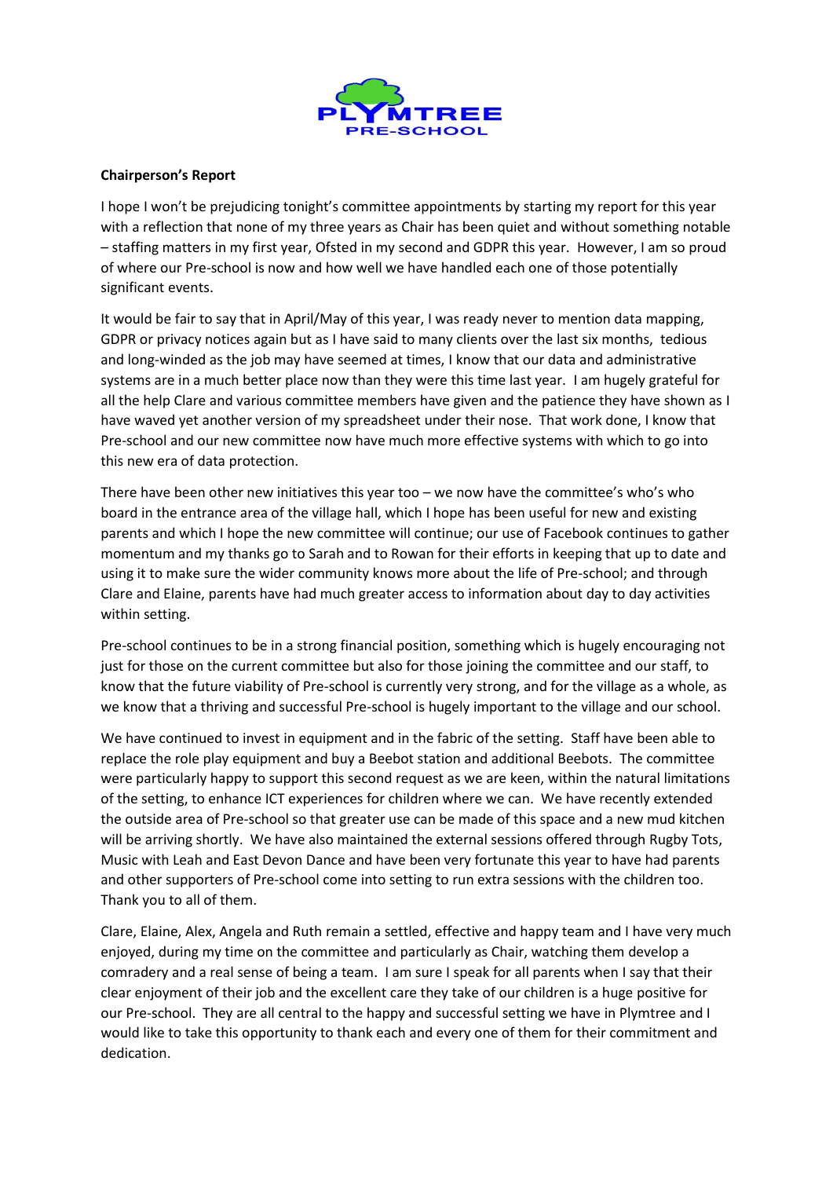**Chairperson's Report**

I hope I won't be prejudicing tonight's committee appointments by starting my report for this year with a reflection that none of my three years as Chair has been quiet and without something notable – staffing matters in my first year, Ofsted in my second and GDPR this year. However, I am so proud of where our Pre-school is now and how well we have handled each one of those potentially significant events.

It would be fair to say that in April/May of this year, I was ready never to mention data mapping, GDPR or privacy notices again but as I have said to many clients over the last six months, tedious and long-winded as the job may have seemed at times, I know that our data and administrative systems are in a much better place now than they were this time last year. I am hugely grateful for all the help Clare and various committee members have given and the patience they have shown as I have waved yet another version of my spreadsheet under their nose. That work done, I know that Pre-school and our new committee now have much more effective systems with which to go into this new era of data protection.

There have been other new initiatives this year too – we now have the committee's who's who board in the entrance area of the village hall, which I hope has been useful for new and existing parents and which I hope the new committee will continue; our use of Facebook continues to gather momentum and my thanks go to Sarah and to Rowan for their efforts in keeping that up to date and using it to make sure the wider community knows more about the life of Pre-school; and through Clare and Elaine, parents have had much greater access to information about day to day activities within setting.

Pre-school continues to be in a strong financial position, something which is hugely encouraging not just for those on the current committee but also for those joining the committee and our staff, to know that the future viability of Pre-school is currently very strong, and for the village as a whole, as we know that a thriving and successful Pre-school is hugely important to the village and our school.

We have continued to invest in equipment and in the fabric of the setting. Staff have been able to replace the role play equipment and buy a Beebot station and additional Beebots. The committee were particularly happy to support this second request as we are keen, within the natural limitations of the setting, to enhance ICT experiences for children where we can. We have recently extended the outside area of Pre-school so that greater use can be made of this space and a new mud kitchen will be arriving shortly. We have also maintained the external sessions offered through Rugby Tots, Music with Leah and East Devon Dance and have been very fortunate this year to have had parents and other supporters of Pre-school come into setting to run extra sessions with the children too. Thank you to all of them.

Clare, Elaine, Alex, Angela and Ruth remain a settled, effective and happy team and I have very much enjoyed, during my time on the committee and particularly as Chair, watching them develop a comradery and a real sense of being a team. I am sure I speak for all parents when I say that their clear enjoyment of their job and the excellent care they take of our children is a huge positive for our Pre-school. They are all central to the happy and successful setting we have in Plymtree and I would like to take this opportunity to thank each and every one of them for their commitment and dedication.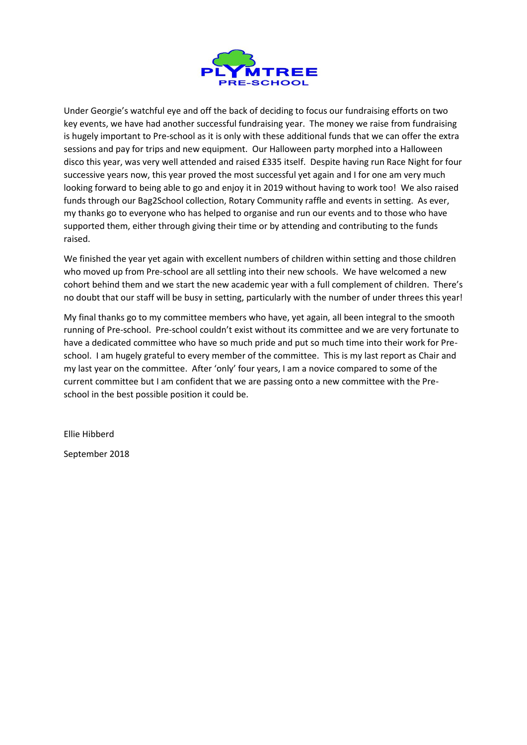Under Georgie's watchful eye and off the back of deciding to focus our fundraising efforts on two key events, we have had another successful fundraising year. The money we raise from fundraising is hugely important to Pre-school as it is only with these additional funds that we can offer the extra sessions and pay for trips and new equipment. Our Halloween party morphed into a Halloween disco this year, was very well attended and raised £335 itself. Despite having run Race Night for four successive years now, this year proved the most successful yet again and I for one am very much looking forward to being able to go and enjoy it in 2019 without having to work too! We also raised funds through our Bag2School collection, Rotary Community raffle and events in setting. As ever, my thanks go to everyone who has helped to organise and run our events and to those who have supported them, either through giving their time or by attending and contributing to the funds raised.

We finished the year yet again with excellent numbers of children within setting and those children who moved up from Pre-school are all settling into their new schools. We have welcomed a new cohort behind them and we start the new academic year with a full complement of children. There's no doubt that our staff will be busy in setting, particularly with the number of under threes this year!

My final thanks go to my committee members who have, yet again, all been integral to the smooth running of Pre-school. Pre-school couldn't exist without its committee and we are very fortunate to have a dedicated committee who have so much pride and put so much time into their work for Pre-school. I am hugely grateful to every member of the committee. This is my last report as Chair and my last year on the committee. After 'only' four years, I am a novice compared to some of the current committee but I am confident that we are passing onto a new committee with the Pre-school in the best possible position it could be.

Ellie Hibberd

September 2018